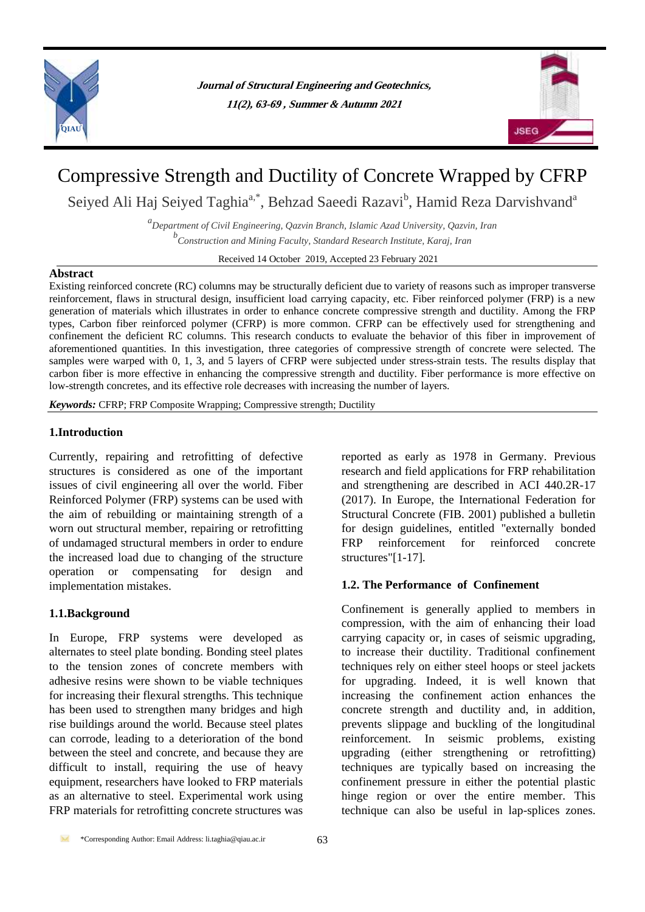# Compressive Strength and Ductility of Concrete Wrapped by CFRP

Seiyed Ali Haj Seiyed Taghia[a,*], Behzad Saeedi Razavi[b], Hamid Reza Darvishvand[a]

[a]*Department of Civil Engineering, Qazvin Branch, Islamic Azad University, Qazvin, Iran*
[b]*Construction and Mining Faculty, Standard Research Institute, Karaj, Iran*

Received 14 October 2019, Accepted 23 February 2021

## Abstract

Existing reinforced concrete (RC) columns may be structurally deficient due to variety of reasons such as improper transverse reinforcement, flaws in structural design, insufficient load carrying capacity, etc. Fiber reinforced polymer (FRP) is a new generation of materials which illustrates in order to enhance concrete compressive strength and ductility. Among the FRP types, Carbon fiber reinforced polymer (CFRP) is more common. CFRP can be effectively used for strengthening and confinement the deficient RC columns. This research conducts to evaluate the behavior of this fiber in improvement of aforementioned quantities. In this investigation, three categories of compressive strength of concrete were selected. The samples were warped with 0, 1, 3, and 5 layers of CFRP were subjected under stress-strain tests. The results display that carbon fiber is more effective in enhancing the compressive strength and ductility. Fiber performance is more effective on low-strength concretes, and its effective role decreases with increasing the number of layers.

***Keywords:*** CFRP; FRP Composite Wrapping; Compressive strength; Ductility

## 1.Introduction

Currently, repairing and retrofitting of defective structures is considered as one of the important issues of civil engineering all over the world. Fiber Reinforced Polymer (FRP) systems can be used with the aim of rebuilding or maintaining strength of a worn out structural member, repairing or retrofitting of undamaged structural members in order to endure the increased load due to changing of the structure operation or compensating for design and implementation mistakes.

### 1.1.Background

In Europe, FRP systems were developed as alternates to steel plate bonding. Bonding steel plates to the tension zones of concrete members with adhesive resins were shown to be viable techniques for increasing their flexural strengths. This technique has been used to strengthen many bridges and high rise buildings around the world. Because steel plates can corrode, leading to a deterioration of the bond between the steel and concrete, and because they are difficult to install, requiring the use of heavy equipment, researchers have looked to FRP materials as an alternative to steel. Experimental work using FRP materials for retrofitting concrete structures was reported as early as 1978 in Germany. Previous research and field applications for FRP rehabilitation and strengthening are described in ACI 440.2R-17 (2017). In Europe, the International Federation for Structural Concrete (FIB. 2001) published a bulletin for design guidelines, entitled "externally bonded FRP reinforcement for reinforced concrete structures"[1-17].

### 1.2. The Performance of Confinement

Confinement is generally applied to members in compression, with the aim of enhancing their load carrying capacity or, in cases of seismic upgrading, to increase their ductility. Traditional confinement techniques rely on either steel hoops or steel jackets for upgrading. Indeed, it is well known that increasing the confinement action enhances the concrete strength and ductility and, in addition, prevents slippage and buckling of the longitudinal reinforcement. In seismic problems, existing upgrading (either strengthening or retrofitting) techniques are typically based on increasing the confinement pressure in either the potential plastic hinge region or over the entire member. This technique can also be useful in lap-splices zones.

*Corresponding Author: Email Address: li.taghia@qiau.ac.ir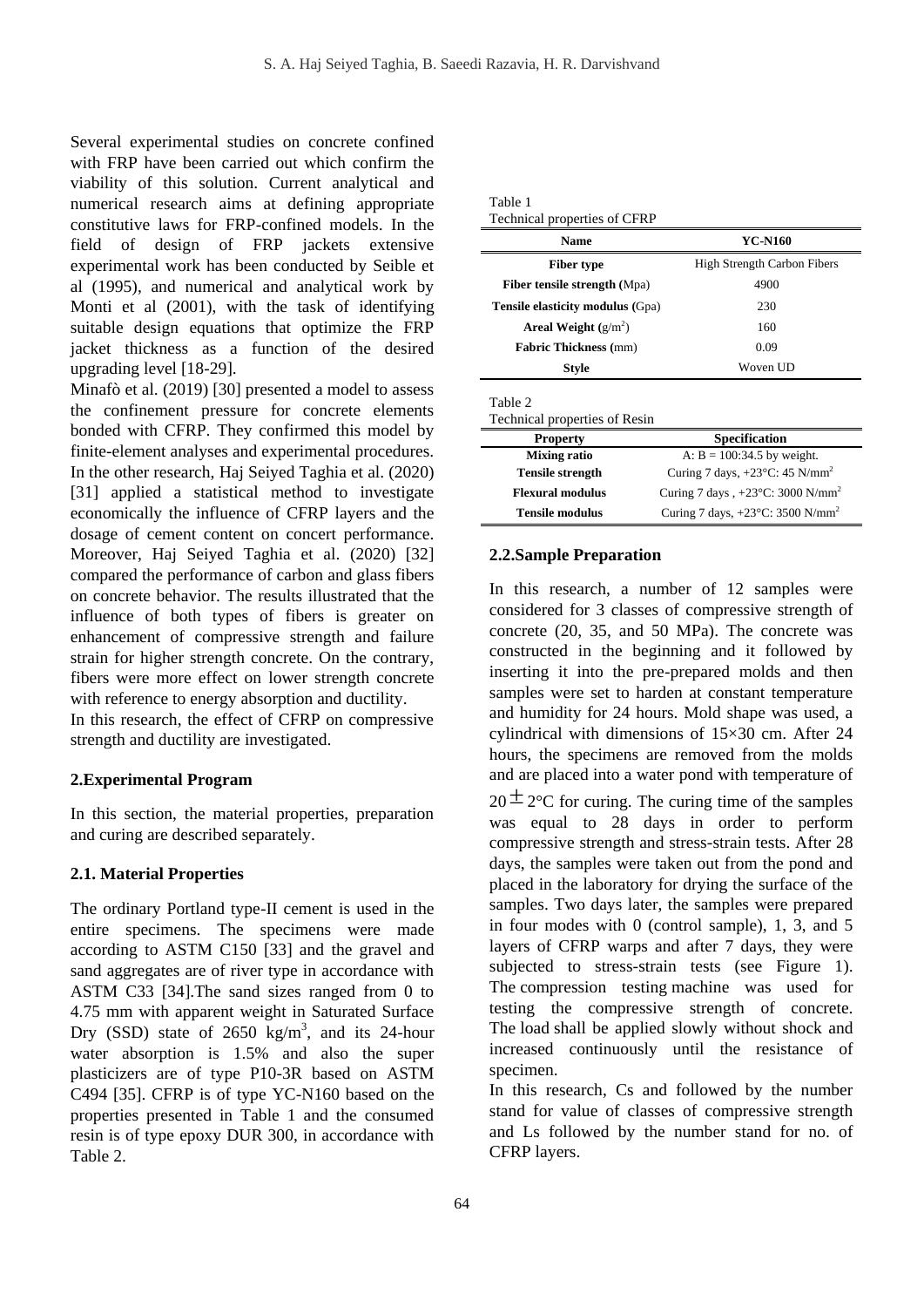Several experimental studies on concrete confined with FRP have been carried out which confirm the viability of this solution. Current analytical and numerical research aims at defining appropriate constitutive laws for FRP-confined models. In the field of design of FRP jackets extensive experimental work has been conducted by Seible et al (1995), and numerical and analytical work by Monti et al (2001), with the task of identifying suitable design equations that optimize the FRP jacket thickness as a function of the desired upgrading level [18-29].

Minafò et al. (2019) [30] presented a model to assess the confinement pressure for concrete elements bonded with CFRP. They confirmed this model by finite-element analyses and experimental procedures. In the other research, Haj Seiyed Taghia et al. (2020) [31] applied a statistical method to investigate economically the influence of CFRP layers and the dosage of cement content on concert performance. Moreover, Haj Seiyed Taghia et al. (2020) [32] compared the performance of carbon and glass fibers on concrete behavior. The results illustrated that the influence of both types of fibers is greater on enhancement of compressive strength and failure strain for higher strength concrete. On the contrary, fibers were more effect on lower strength concrete with reference to energy absorption and ductility.

In this research, the effect of CFRP on compressive strength and ductility are investigated.

## 2.Experimental Program

In this section, the material properties, preparation and curing are described separately.

### 2.1. Material Properties

The ordinary Portland type-II cement is used in the entire specimens. The specimens were made according to ASTM C150 [33] and the gravel and sand aggregates are of river type in accordance with ASTM C33 [34].The sand sizes ranged from 0 to 4.75 mm with apparent weight in Saturated Surface Dry (SSD) state of 2650 kg/m$^3$, and its 24-hour water absorption is 1.5% and also the super plasticizers are of type P10-3R based on ASTM C494 [35]. CFRP is of type YC-N160 based on the properties presented in Table 1 and the consumed resin is of type epoxy DUR 300, in accordance with Table 2.

Table 1
Technical properties of CFRP

| Name | YC-N160 |
|---|---|
| **Fiber type** | High Strength Carbon Fibers |
| **Fiber tensile strength** (Mpa) | 4900 |
| **Tensile elasticity modulus** (Gpa) | 230 |
| **Areal Weight** (g/m$^2$) | 160 |
| **Fabric Thickness** (mm) | 0.09 |
| **Style** | Woven UD |

Table 2
Technical properties of Resin

| Property | Specification |
|---|---|
| **Mixing ratio** | A: B = 100:34.5 by weight. |
| **Tensile strength** | Curing 7 days, +23°C: 45 N/mm$^2$ |
| **Flexural modulus** | Curing 7 days , +23°C: 3000 N/mm$^2$ |
| **Tensile modulus** | Curing 7 days, +23°C: 3500 N/mm$^2$ |

### 2.2.Sample Preparation

In this research, a number of 12 samples were considered for 3 classes of compressive strength of concrete (20, 35, and 50 MPa). The concrete was constructed in the beginning and it followed by inserting it into the pre-prepared molds and then samples were set to harden at constant temperature and humidity for 24 hours. Mold shape was used, a cylindrical with dimensions of 15×30 cm. After 24 hours, the specimens are removed from the molds and are placed into a water pond with temperature of $20 \pm 2$°C for curing. The curing time of the samples was equal to 28 days in order to perform compressive strength and stress-strain tests. After 28 days, the samples were taken out from the pond and placed in the laboratory for drying the surface of the samples. Two days later, the samples were prepared in four modes with 0 (control sample), 1, 3, and 5 layers of CFRP warps and after 7 days, they were subjected to stress-strain tests (see Figure 1). The compression testing machine was used for testing the compressive strength of concrete. The load shall be applied slowly without shock and increased continuously until the resistance of specimen.

In this research, Cs and followed by the number stand for value of classes of compressive strength and Ls followed by the number stand for no. of CFRP layers.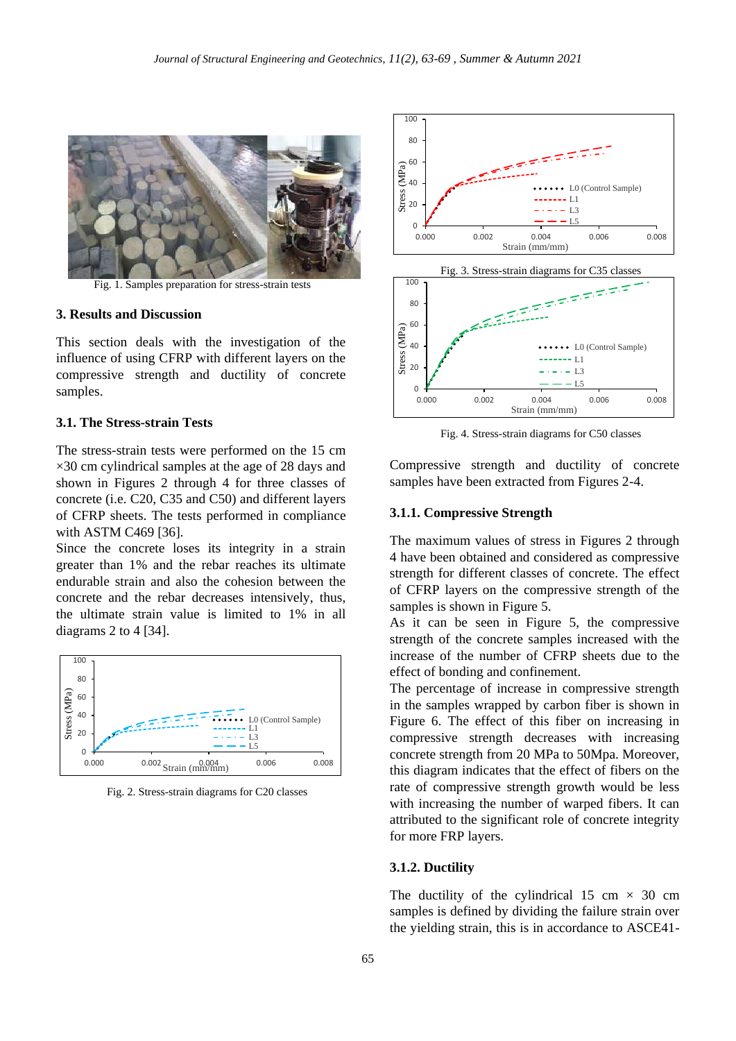Fig. 1. Samples preparation for stress-strain tests

## 3. Results and Discussion

This section deals with the investigation of the influence of using CFRP with different layers on the compressive strength and ductility of concrete samples.

### 3.1. The Stress-strain Tests

The stress-strain tests were performed on the 15 cm ×30 cm cylindrical samples at the age of 28 days and shown in Figures 2 through 4 for three classes of concrete (i.e. C20, C35 and C50) and different layers of CFRP sheets. The tests performed in compliance with ASTM C469 [36].

Since the concrete loses its integrity in a strain greater than 1% and the rebar reaches its ultimate endurable strain and also the cohesion between the concrete and the rebar decreases intensively, thus, the ultimate strain value is limited to 1% in all diagrams 2 to 4 [34].

Fig. 2. Stress-strain diagrams for C20 classes

Fig. 3. Stress-strain diagrams for C35 classes

Fig. 4. Stress-strain diagrams for C50 classes

Compressive strength and ductility of concrete samples have been extracted from Figures 2-4.

#### 3.1.1. Compressive Strength

The maximum values of stress in Figures 2 through 4 have been obtained and considered as compressive strength for different classes of concrete. The effect of CFRP layers on the compressive strength of the samples is shown in Figure 5.

As it can be seen in Figure 5, the compressive strength of the concrete samples increased with the increase of the number of CFRP sheets due to the effect of bonding and confinement.

The percentage of increase in compressive strength in the samples wrapped by carbon fiber is shown in Figure 6. The effect of this fiber on increasing the compressive strength decreases with increasing concrete strength from 20 MPa to 50Mpa. Moreover, this diagram indicates that the effect of fibers on the rate of compressive strength growth would be less with increasing the number of warped fibers. It can attributed to the significant role of concrete integrity for more FRP layers.

#### 3.1.2. Ductility

The ductility of the cylindrical 15 cm × 30 cm samples is defined by dividing the failure strain over the yielding strain, this is in accordance to ASCE41-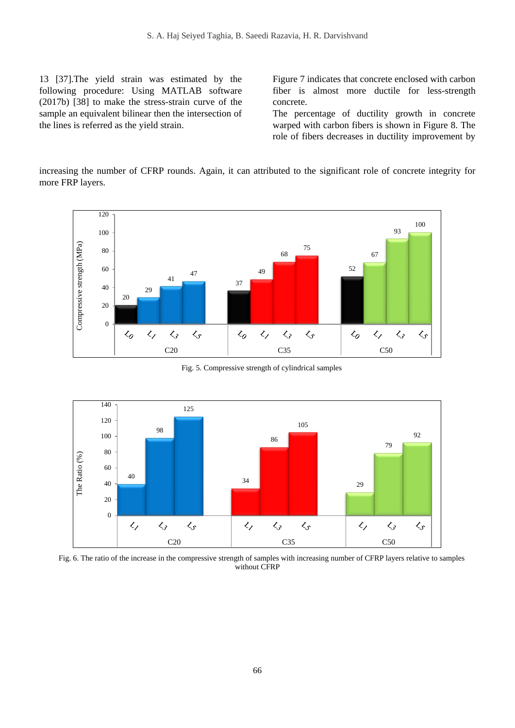13 [37].The yield strain was estimated by the following procedure: Using MATLAB software (2017b) [38] to make the stress-strain curve of the sample an equivalent bilinear then the intersection of the lines is referred as the yield strain.

Figure 7 indicates that concrete enclosed with carbon fiber is almost more ductile for less-strength concrete.

The percentage of ductility growth in concrete warped with carbon fibers is shown in Figure 8. The role of fibers decreases in ductility improvement by increasing the number of CFRP rounds. Again, it can attributed to the significant role of concrete integrity for more FRP layers.

Fig. 5. Compressive strength of cylindrical samples

Fig. 6. The ratio of the increase in the compressive strength of samples with increasing number of CFRP layers relative to samples without CFRP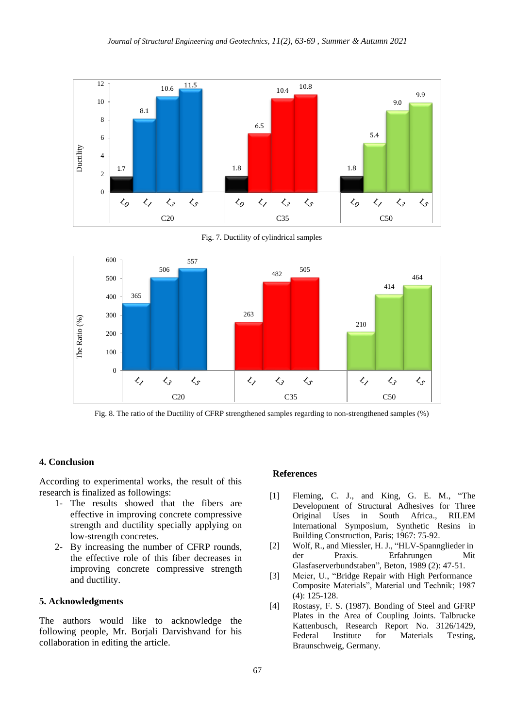Fig. 7. Ductility of cylindrical samples

Fig. 8. The ratio of the Ductility of CFRP strengthened samples regarding to non-strengthened samples (%)

## 4. Conclusion

According to experimental works, the result of this research is finalized as followings:

1- The results showed that the fibers are effective in improving concrete compressive strength and ductility specially applying on low-strength concretes.

2- By increasing the number of CFRP rounds, the effective role of this fiber decreases in improving concrete compressive strength and ductility.

## 5. Acknowledgments

The authors would like to acknowledge the following people, Mr. Borjali Darvishvand for his collaboration in editing the article.

## References

[1] Fleming, C. J., and King, G. E. M., "The Development of Structural Adhesives for Three Original Uses in South Africa., RILEM International Symposium, Synthetic Resins in Building Construction, Paris; 1967: 75-92.

[2] Wolf, R., and Miessler, H. J., "HLV-Spannglieder in der Praxis. Erfahrungen Mit Glasfaserverbundstaben", Beton, 1989 (2): 47-51.

[3] Meier, U., "Bridge Repair with High Performance Composite Materials", Material und Technik; 1987 (4): 125-128.

[4] Rostasy, F. S. (1987). Bonding of Steel and GFRP Plates in the Area of Coupling Joints. Talbrucke Kattenbusch, Research Report No. 3126/1429, Federal Institute for Materials Testing, Braunschweig, Germany.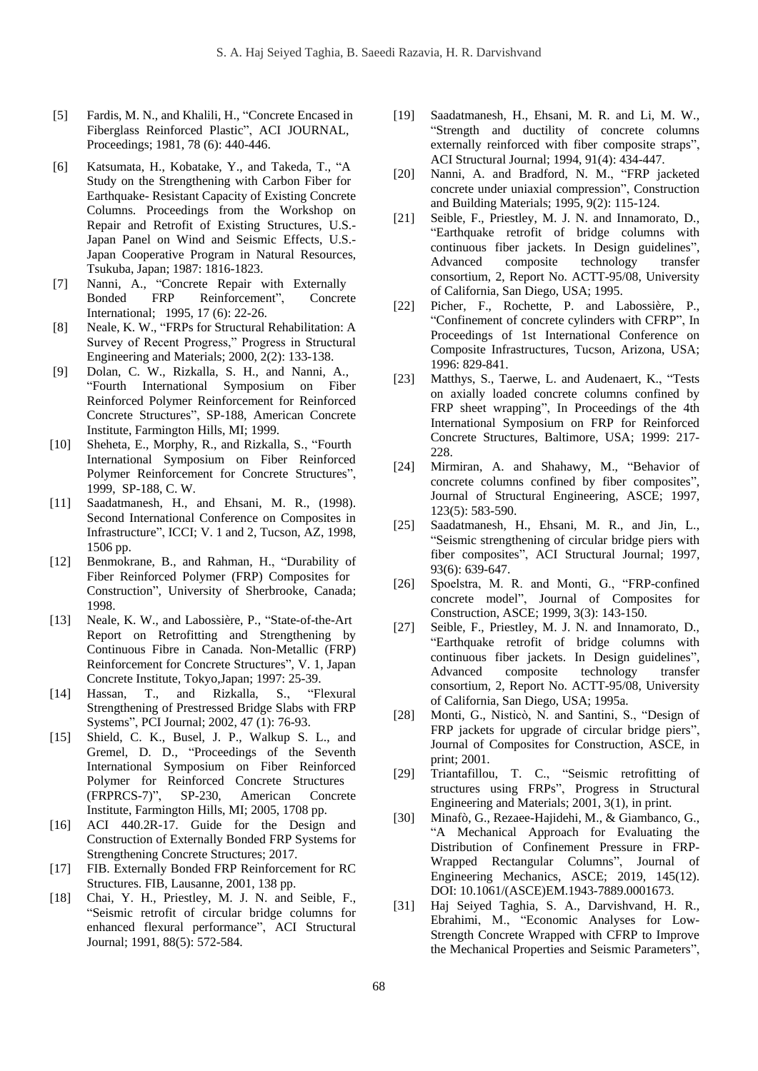[5] Fardis, M. N., and Khalili, H., "Concrete Encased in Fiberglass Reinforced Plastic", ACI JOURNAL, Proceedings; 1981, 78 (6): 440-446.

[6] Katsumata, H., Kobatake, Y., and Takeda, T., "A Study on the Strengthening with Carbon Fiber for Earthquake- Resistant Capacity of Existing Concrete Columns. Proceedings from the Workshop on Repair and Retrofit of Existing Structures, U.S.-Japan Panel on Wind and Seismic Effects, U.S.-Japan Cooperative Program in Natural Resources, Tsukuba, Japan; 1987: 1816-1823.

[7] Nanni, A., "Concrete Repair with Externally Bonded FRP Reinforcement", Concrete International; 1995, 17 (6): 22-26.

[8] Neale, K. W., "FRPs for Structural Rehabilitation: A Survey of Recent Progress," Progress in Structural Engineering and Materials; 2000, 2(2): 133-138.

[9] Dolan, C. W., Rizkalla, S. H., and Nanni, A., "Fourth International Symposium on Fiber Reinforced Polymer Reinforcement for Reinforced Concrete Structures", SP-188, American Concrete Institute, Farmington Hills, MI; 1999.

[10] Sheheta, E., Morphy, R., and Rizkalla, S., "Fourth International Symposium on Fiber Reinforced Polymer Reinforcement for Concrete Structures", 1999, SP-188, C. W.

[11] Saadatmanesh, H., and Ehsani, M. R., (1998). Second International Conference on Composites in Infrastructure", ICCI; V. 1 and 2, Tucson, AZ, 1998, 1506 pp.

[12] Benmokrane, B., and Rahman, H., "Durability of Fiber Reinforced Polymer (FRP) Composites for Construction", University of Sherbrooke, Canada; 1998.

[13] Neale, K. W., and Labossière, P., "State-of-the-Art Report on Retrofitting and Strengthening by Continuous Fibre in Canada. Non-Metallic (FRP) Reinforcement for Concrete Structures", V. 1, Japan Concrete Institute, Tokyo,Japan; 1997: 25-39.

[14] Hassan, T., and Rizkalla, S., "Flexural Strengthening of Prestressed Bridge Slabs with FRP Systems", PCI Journal; 2002, 47 (1): 76-93.

[15] Shield, C. K., Busel, J. P., Walkup S. L., and Gremel, D. D., "Proceedings of the Seventh International Symposium on Fiber Reinforced Polymer for Reinforced Concrete Structures (FRPRCS-7)", SP-230, American Concrete Institute, Farmington Hills, MI; 2005, 1708 pp.

[16] ACI 440.2R-17. Guide for the Design and Construction of Externally Bonded FRP Systems for Strengthening Concrete Structures; 2017.

[17] FIB. Externally Bonded FRP Reinforcement for RC Structures. FIB, Lausanne, 2001, 138 pp.

[18] Chai, Y. H., Priestley, M. J. N. and Seible, F., "Seismic retrofit of circular bridge columns for enhanced flexural performance", ACI Structural Journal; 1991, 88(5): 572-584.

[19] Saadatmanesh, H., Ehsani, M. R. and Li, M. W., "Strength and ductility of concrete columns externally reinforced with fiber composite straps", ACI Structural Journal; 1994, 91(4): 434-447.

[20] Nanni, A. and Bradford, N. M., "FRP jacketed concrete under uniaxial compression", Construction and Building Materials; 1995, 9(2): 115-124.

[21] Seible, F., Priestley, M. J. N. and Innamorato, D., "Earthquake retrofit of bridge columns with continuous fiber jackets. In Design guidelines", Advanced composite technology transfer consortium, 2, Report No. ACTT-95/08, University of California, San Diego, USA; 1995.

[22] Picher, F., Rochette, P. and Labossière, P., "Confinement of concrete cylinders with CFRP", In Proceedings of 1st International Conference on Composite Infrastructures, Tucson, Arizona, USA; 1996: 829-841.

[23] Matthys, S., Taerwe, L. and Audenaert, K., "Tests on axially loaded concrete columns confined by FRP sheet wrapping", In Proceedings of the 4th International Symposium on FRP for Reinforced Concrete Structures, Baltimore, USA; 1999: 217-228.

[24] Mirmiran, A. and Shahawy, M., "Behavior of concrete columns confined by fiber composites", Journal of Structural Engineering, ASCE; 1997, 123(5): 583-590.

[25] Saadatmanesh, H., Ehsani, M. R., and Jin, L., "Seismic strengthening of circular bridge piers with fiber composites", ACI Structural Journal; 1997, 93(6): 639-647.

[26] Spoelstra, M. R. and Monti, G., "FRP-confined concrete model", Journal of Composites for Construction, ASCE; 1999, 3(3): 143-150.

[27] Seible, F., Priestley, M. J. N. and Innamorato, D., "Earthquake retrofit of bridge columns with continuous fiber jackets. In Design guidelines", Advanced composite technology transfer consortium, 2, Report No. ACTT-95/08, University of California, San Diego, USA; 1995a.

[28] Monti, G., Nisticò, N. and Santini, S., "Design of FRP jackets for upgrade of circular bridge piers", Journal of Composites for Construction, ASCE, in print; 2001.

[29] Triantafillou, T. C., "Seismic retrofitting of structures using FRPs", Progress in Structural Engineering and Materials; 2001, 3(1), in print.

[30] Minafò, G., Rezaee-Hajidehi, M., & Giambanco, G., "A Mechanical Approach for Evaluating the Distribution of Confinement Pressure in FRP-Wrapped Rectangular Columns", Journal of Engineering Mechanics, ASCE; 2019, 145(12). DOI: 10.1061/(ASCE)EM.1943-7889.0001673.

[31] Haj Seiyed Taghia, S. A., Darvishvand, H. R., Ebrahimi, M., "Economic Analyses for Low-Strength Concrete Wrapped with CFRP to Improve the Mechanical Properties and Seismic Parameters",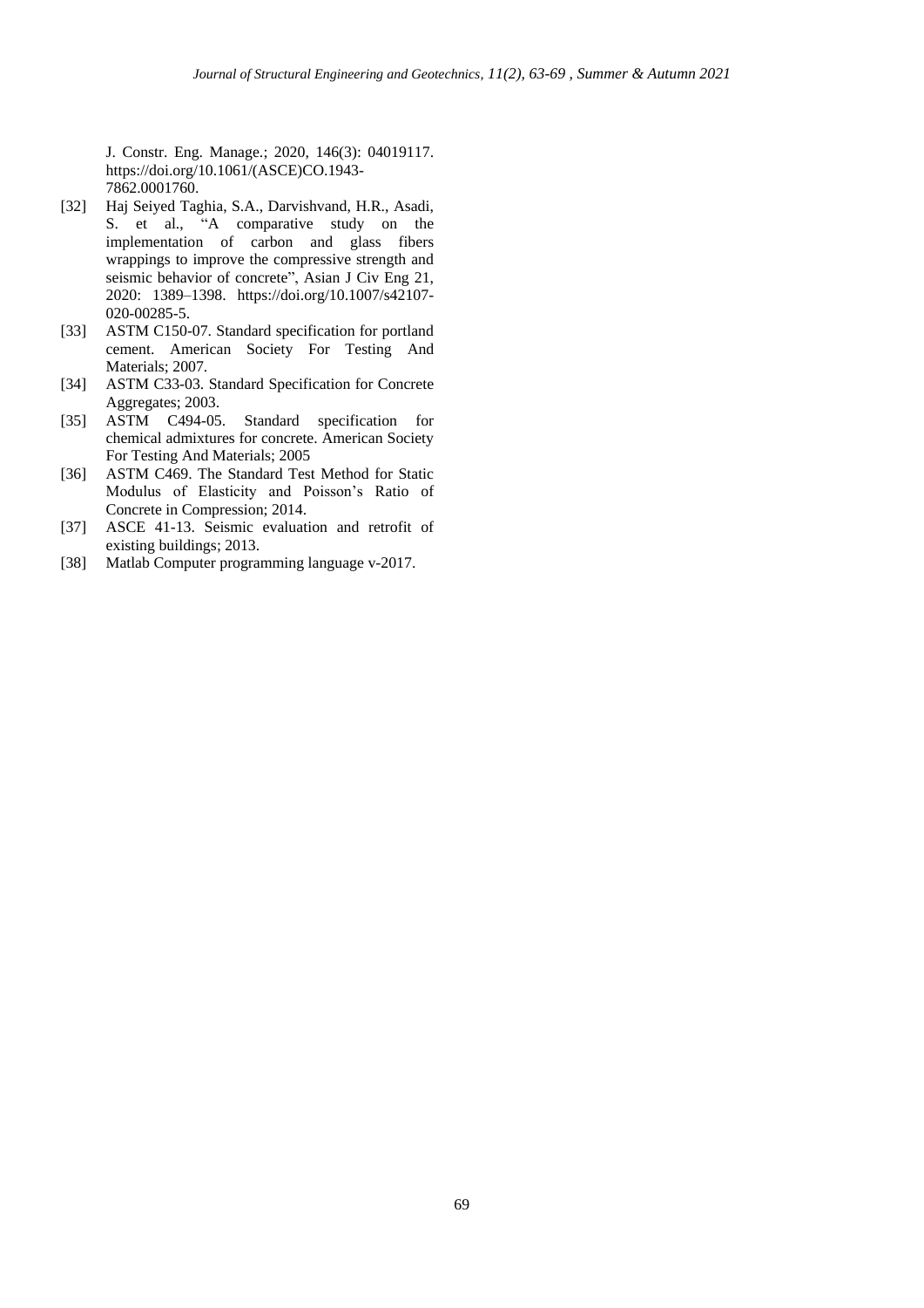J. Constr. Eng. Manage.; 2020, 146(3): 04019117. https://doi.org/10.1061/(ASCE)CO.1943-7862.0001760.

[32] Haj Seiyed Taghia, S.A., Darvishvand, H.R., Asadi, S. et al., "A comparative study on the implementation of carbon and glass fibers wrappings to improve the compressive strength and seismic behavior of concrete", Asian J Civ Eng 21, 2020: 1389–1398. https://doi.org/10.1007/s42107-020-00285-5.

[33] ASTM C150-07. Standard specification for portland cement. American Society For Testing And Materials; 2007.

[34] ASTM C33-03. Standard Specification for Concrete Aggregates; 2003.

[35] ASTM C494-05. Standard specification for chemical admixtures for concrete. American Society For Testing And Materials; 2005

[36] ASTM C469. The Standard Test Method for Static Modulus of Elasticity and Poisson's Ratio of Concrete in Compression; 2014.

[37] ASCE 41-13. Seismic evaluation and retrofit of existing buildings; 2013.

[38] Matlab Computer programming language v-2017.